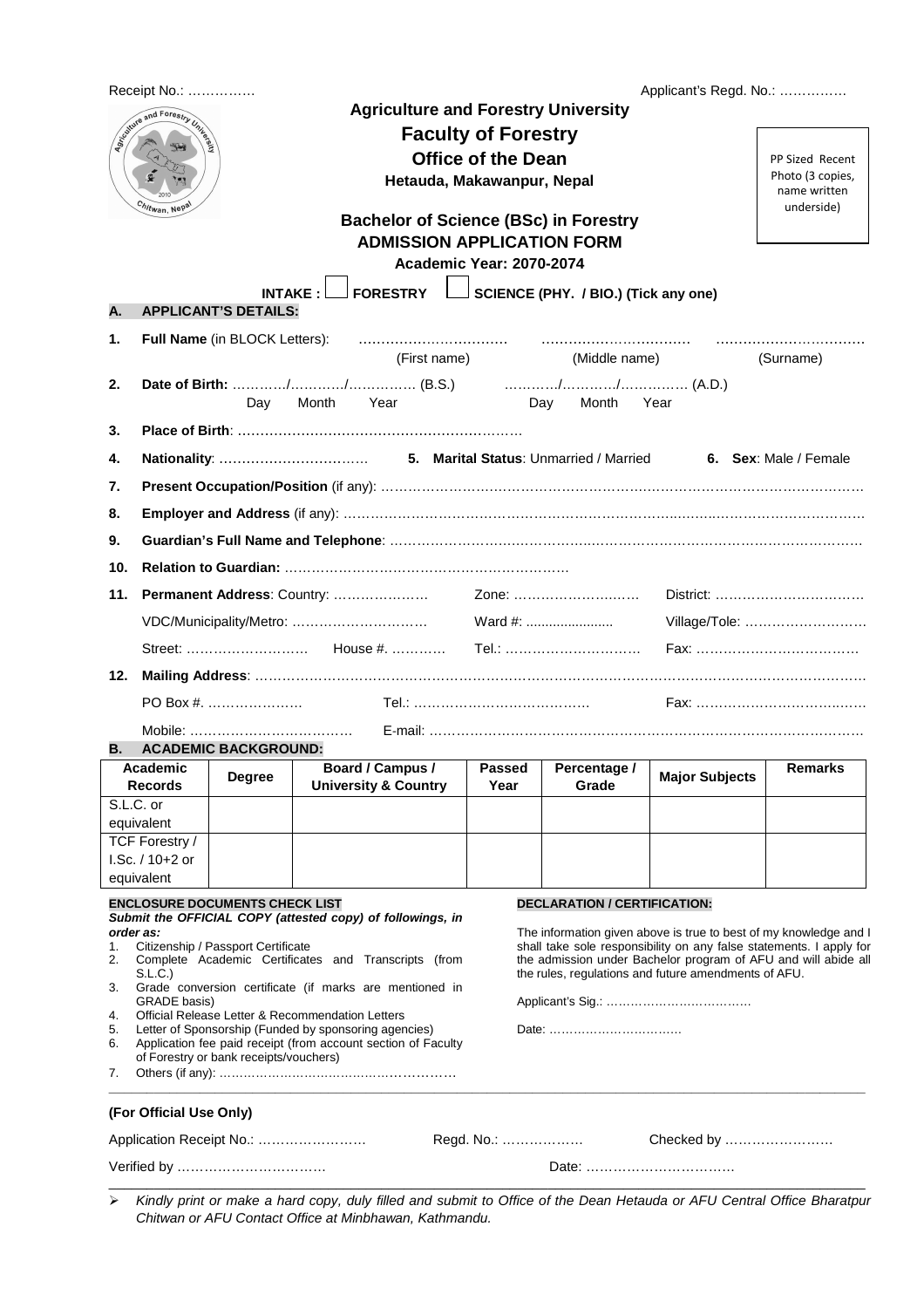Receipt No.: ……………  Applicant's Regd. No.: ……………

# Agriculture and Forestry University

## Faculty of Forestry

## Office of the Dean

### Hetauda, Makawanpur, Nepal

PP Sized Recent Photo (3 copies, name written underside)

## Bachelor of Science (BSc) in Forestry
## ADMISSION APPLICATION FORM

**Academic Year: 2070-2074**

**INTAKE :** ☐ **FORESTRY** ☐ **SCIENCE (PHY. / BIO.) (Tick any one)**

### A. APPLICANT'S DETAILS:

1. **Full Name** (in BLOCK Letters): ………………………… (First name) ………………………… (Middle name) ………………………… (Surname)
2. **Date of Birth:** …………/…………/…………… (B.S.) Day Month Year …………/…………/…………… (A.D.) Day Month Year
3. **Place of Birth**: ……………………………………………………
4. **Nationality**: …………………………… 5. **Marital Status**: Unmarried / Married 6. **Sex**: Male / Female
7. **Present Occupation/Position** (if any): ……………………………………………………………………………………
8. **Employer and Address** (if any): ……………………………………………………………………………………
9. **Guardian's Full Name and Telephone**: ……………………………………………………………………………………
10. **Relation to Guardian:** ……………………………………………………
11. **Permanent Address**: Country: ………………… Zone: ……………………… District: ……………………………
    VDC/Municipality/Metro: ………………………… Ward #: ...................... Village/Tole: ………………………
    Street: ……………………… House #. ………… Tel.: ………………………… Fax: ………………………………
12. **Mailing Address**: ……………………………………………………………………………………………………
    PO Box #. ………………… Tel.: ………………………………… Fax: ………………………………
    Mobile: ……………………………… E-mail: ……………………………………………………………………………

### B. ACADEMIC BACKGROUND:

| Academic Records | Degree | Board / Campus / University & Country | Passed Year | Percentage / Grade | Major Subjects | Remarks |
|---|---|---|---|---|---|---|
| S.L.C. or equivalent | | | | | | |
| TCF Forestry / I.Sc. / 10+2 or equivalent | | | | | | |

**ENCLOSURE DOCUMENTS CHECK LIST**

***Submit the OFFICIAL COPY (attested copy) of followings, in order as:***

1. Citizenship / Passport Certificate
2. Complete Academic Certificates and Transcripts (from S.L.C.)
3. Grade conversion certificate (if marks are mentioned in GRADE basis)
4. Official Release Letter & Recommendation Letters
5. Letter of Sponsorship (Funded by sponsoring agencies)
6. Application fee paid receipt (from account section of Faculty of Forestry or bank receipts/vouchers)
7. Others (if any): ……………………………………………………

**DECLARATION / CERTIFICATION:**

The information given above is true to best of my knowledge and I shall take sole responsibility on any false statements. I apply for the admission under Bachelor program of AFU and will abide all the rules, regulations and future amendments of AFU.

Applicant's Sig.: ………………………………

Date: ……………………………

**(For Official Use Only)**

Application Receipt No.: …………………… Regd. No.: ……………… Checked by ……………………

Verified by …………………………… Date: ……………………………

➢ *Kindly print or make a hard copy, duly filled and submit to Office of the Dean Hetauda or AFU Central Office Bharatpur Chitwan or AFU Contact Office at Minbhawan, Kathmandu.*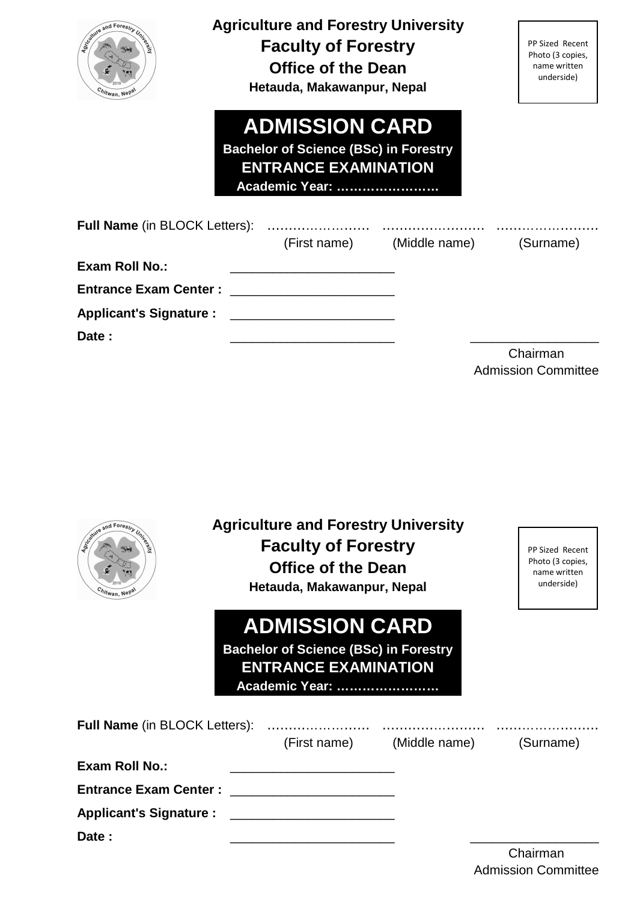Agriculture and Forestry University

Faculty of Forestry

Office of the Dean

Hetauda, Makawanpur, Nepal

PP Sized Recent Photo (3 copies, name written underside)

# ADMISSION CARD

**Bachelor of Science (BSc) in Forestry**

**ENTRANCE EXAMINATION**

**Academic Year: ……………………**

**Full Name** (in BLOCK Letters): …………………… …………………… ……………………

(First name) (Middle name) (Surname)

**Exam Roll No.:** ______________________

**Entrance Exam Center :** ______________________

**Applicant's Signature :** ______________________

**Date :** ______________________

_________________

Chairman

Admission Committee

Agriculture and Forestry University

Faculty of Forestry

Office of the Dean

Hetauda, Makawanpur, Nepal

PP Sized Recent Photo (3 copies, name written underside)

# ADMISSION CARD

**Bachelor of Science (BSc) in Forestry**

**ENTRANCE EXAMINATION**

**Academic Year: ……………………**

**Full Name** (in BLOCK Letters): …………………… …………………… ……………………

(First name) (Middle name) (Surname)

**Exam Roll No.:** ______________________

**Entrance Exam Center :** ______________________

**Applicant's Signature :** ______________________

**Date :** ______________________

_________________

Chairman

Admission Committee